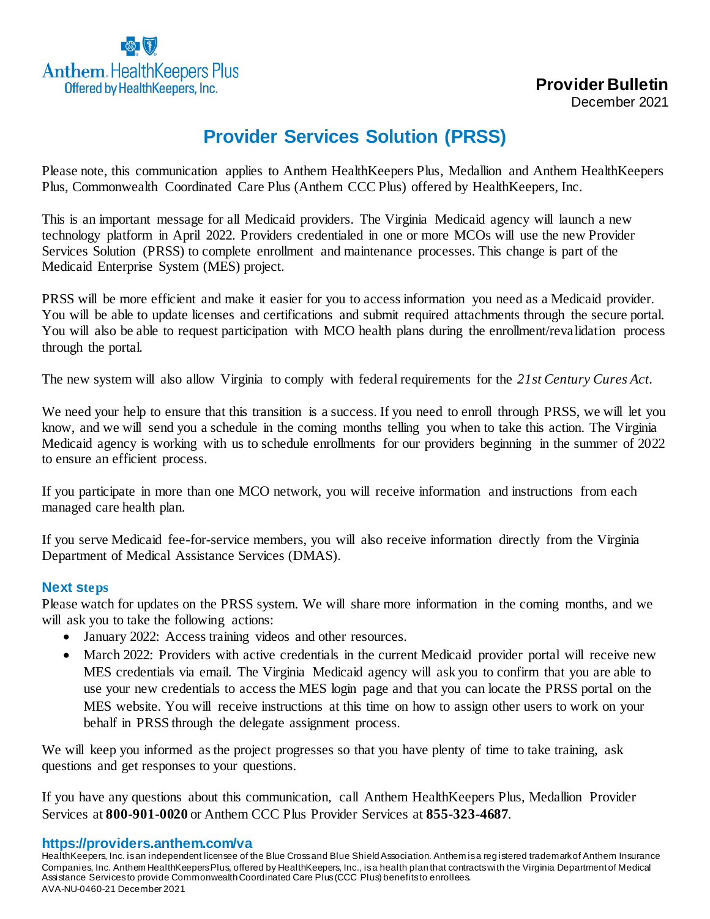Anthem HealthKeepers Plus
Offered by HealthKeepers, Inc.

**Provider Bulletin**
December 2021

# Provider Services Solution (PRSS)

Please note, this communication applies to Anthem HealthKeepers Plus, Medallion and Anthem HealthKeepers Plus, Commonwealth Coordinated Care Plus (Anthem CCC Plus) offered by HealthKeepers, Inc.

This is an important message for all Medicaid providers. The Virginia Medicaid agency will launch a new technology platform in April 2022. Providers credentialed in one or more MCOs will use the new Provider Services Solution (PRSS) to complete enrollment and maintenance processes. This change is part of the Medicaid Enterprise System (MES) project.

PRSS will be more efficient and make it easier for you to access information you need as a Medicaid provider. You will be able to update licenses and certifications and submit required attachments through the secure portal. You will also be able to request participation with MCO health plans during the enrollment/revalidation process through the portal.

The new system will also allow Virginia to comply with federal requirements for the *21st Century Cures Act*.

We need your help to ensure that this transition is a success. If you need to enroll through PRSS, we will let you know, and we will send you a schedule in the coming months telling you when to take this action. The Virginia Medicaid agency is working with us to schedule enrollments for our providers beginning in the summer of 2022 to ensure an efficient process.

If you participate in more than one MCO network, you will receive information and instructions from each managed care health plan.

If you serve Medicaid fee-for-service members, you will also receive information directly from the Virginia Department of Medical Assistance Services (DMAS).

## Next steps

Please watch for updates on the PRSS system. We will share more information in the coming months, and we will ask you to take the following actions:

- January 2022: Access training videos and other resources.
- March 2022: Providers with active credentials in the current Medicaid provider portal will receive new MES credentials via email. The Virginia Medicaid agency will ask you to confirm that you are able to use your new credentials to access the MES login page and that you can locate the PRSS portal on the MES website. You will receive instructions at this time on how to assign other users to work on your behalf in PRSS through the delegate assignment process.

We will keep you informed as the project progresses so that you have plenty of time to take training, ask questions and get responses to your questions.

If you have any questions about this communication, call Anthem HealthKeepers Plus, Medallion Provider Services at **800-901-0020** or Anthem CCC Plus Provider Services at **855-323-4687**.

**https://providers.anthem.com/va**

HealthKeepers, Inc. is an independent licensee of the Blue Cross and Blue Shield Association. Anthem is a registered trademark of Anthem Insurance Companies, Inc. Anthem HealthKeepers Plus, offered by HealthKeepers, Inc., is a health plan that contracts with the Virginia Department of Medical Assistance Services to provide Commonwealth Coordinated Care Plus (CCC Plus) benefits to enrollees.
AVA-NU-0460-21 December 2021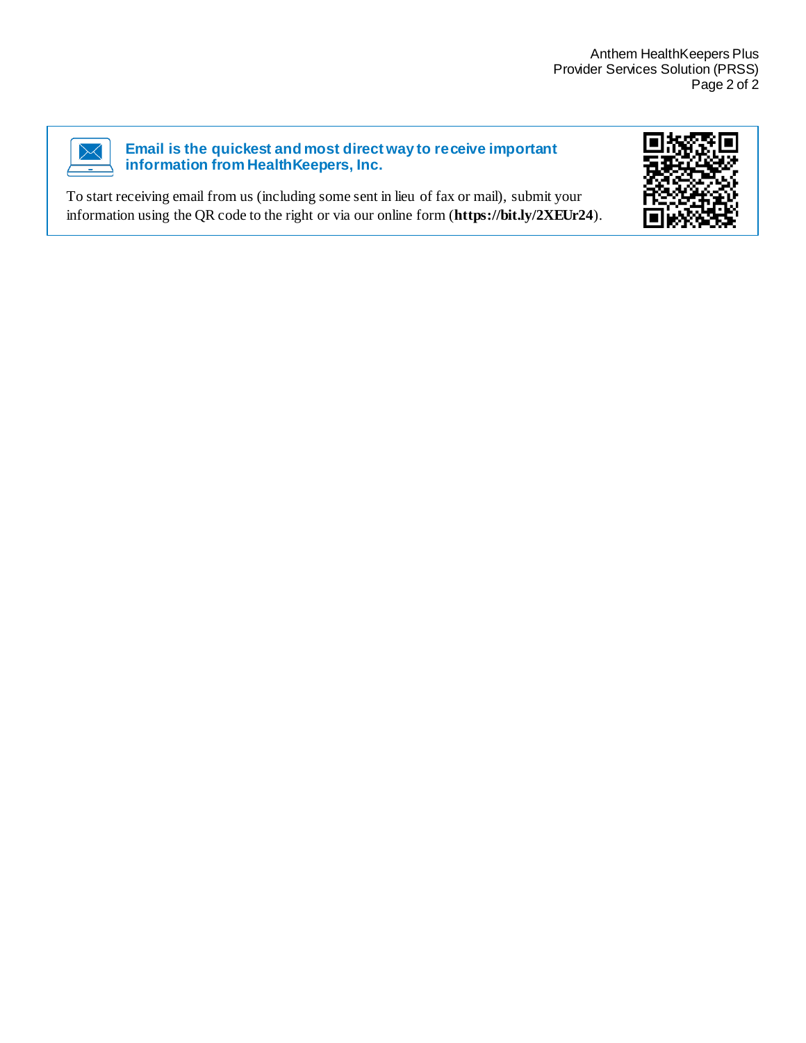**Email is the quickest and most direct way to receive important information from HealthKeepers, Inc.**

To start receiving email from us (including some sent in lieu of fax or mail), submit your information using the QR code to the right or via our online form (**https://bit.ly/2XEUr24**).